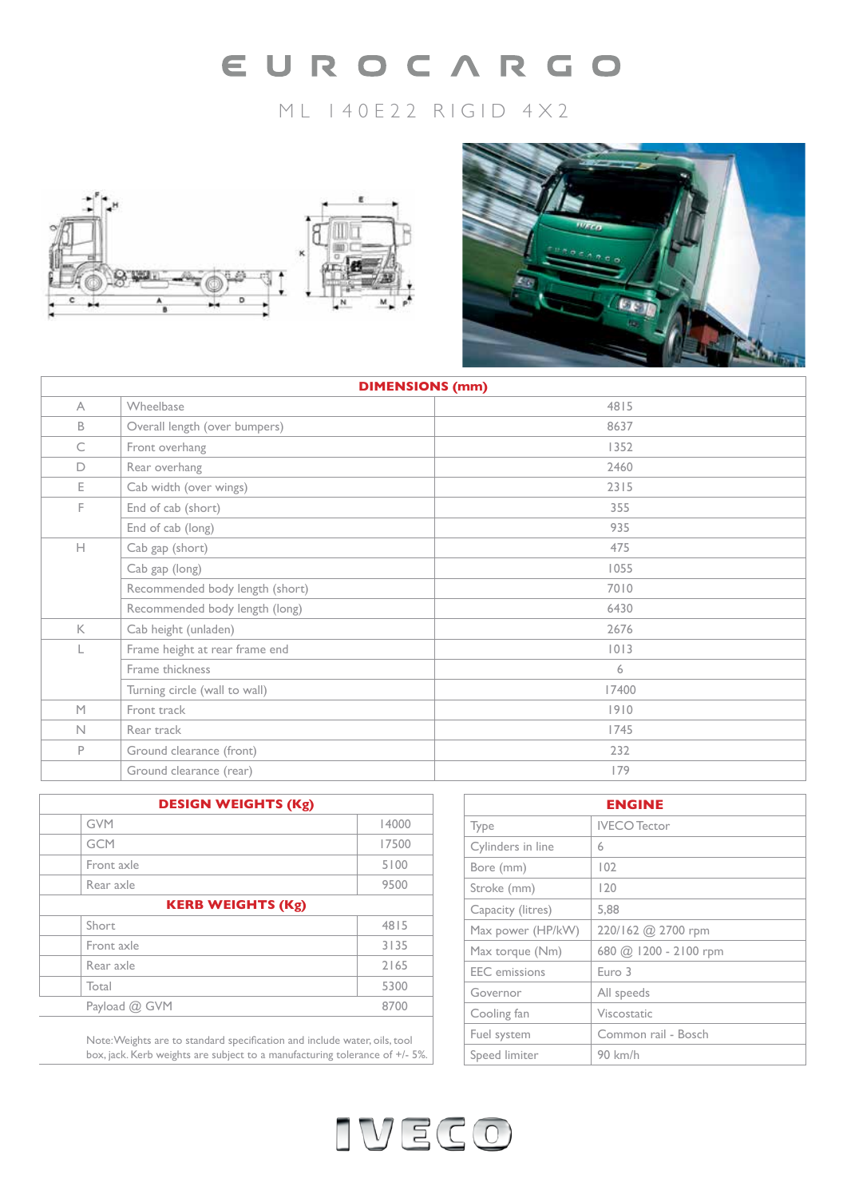# EUROCARGO

## ML 140E22 RIGID 4X2

| DIMENSIONS (mm) | | |
|---|---|---|
| A | Wheelbase | 4815 |
| B | Overall length (over bumpers) | 8637 |
| C | Front overhang | 1352 |
| D | Rear overhang | 2460 |
| E | Cab width (over wings) | 2315 |
| F | End of cab (short) | 355 |
| | End of cab (long) | 935 |
| H | Cab gap (short) | 475 |
| | Cab gap (long) | 1055 |
| | Recommended body length (short) | 7010 |
| | Recommended body length (long) | 6430 |
| K | Cab height (unladen) | 2676 |
| L | Frame height at rear frame end | 1013 |
| | Frame thickness | 6 |
| | Turning circle (wall to wall) | 17400 |
| M | Front track | 1910 |
| N | Rear track | 1745 |
| P | Ground clearance (front) | 232 |
| | Ground clearance (rear) | 179 |

| DESIGN WEIGHTS (Kg) | |
|---|---|
| GVM | 14000 |
| GCM | 17500 |
| Front axle | 5100 |
| Rear axle | 9500 |
| **KERB WEIGHTS (Kg)** | |
| Short | 4815 |
| Front axle | 3135 |
| Rear axle | 2165 |
| Total | 5300 |
| Payload @ GVM | 8700 |

Note: Weights are to standard specification and include water, oils, tool box, jack. Kerb weights are subject to a manufacturing tolerance of +/- 5%.

| ENGINE | |
|---|---|
| Type | IVECO Tector |
| Cylinders in line | 6 |
| Bore (mm) | 102 |
| Stroke (mm) | 120 |
| Capacity (litres) | 5,88 |
| Max power (HP/kW) | 220/162 @ 2700 rpm |
| Max torque (Nm) | 680 @ 1200 - 2100 rpm |
| EEC emissions | Euro 3 |
| Governor | All speeds |
| Cooling fan | Viscostatic |
| Fuel system | Common rail - Bosch |
| Speed limiter | 90 km/h |

IVECO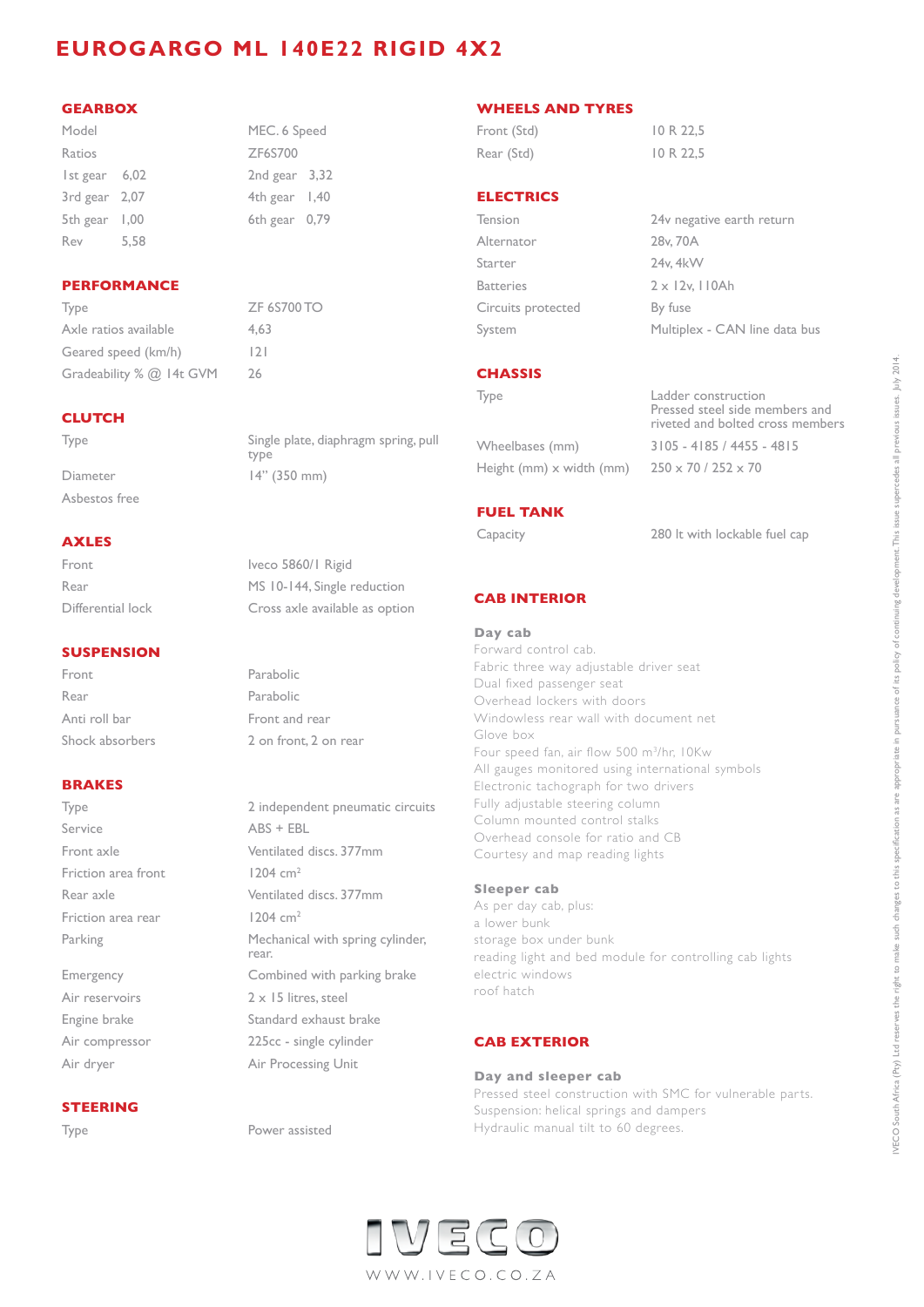# EUROGARGO ML 140E22 RIGID 4X2

## GEARBOX

| | |
|---|---|
| Model | MEC. 6 Speed |
| Ratios | ZF6S700 |
| 1st gear 6,02 | 2nd gear 3,32 |
| 3rd gear 2,07 | 4th gear 1,40 |
| 5th gear 1,00 | 6th gear 0,79 |
| Rev 5,58 | |

## PERFORMANCE

| | |
|---|---|
| Type | ZF 6S700 TO |
| Axle ratios available | 4,63 |
| Geared speed (km/h) | 121 |
| Gradeability % @ 14t GVM | 26 |

## CLUTCH

| | |
|---|---|
| Type | Single plate, diaphragm spring, pull type |
| Diameter | 14" (350 mm) |
| Asbestos free | |

## AXLES

| | |
|---|---|
| Front | Iveco 5860/1 Rigid |
| Rear | MS 10-144, Single reduction |
| Differential lock | Cross axle available as option |

## SUSPENSION

| | |
|---|---|
| Front | Parabolic |
| Rear | Parabolic |
| Anti roll bar | Front and rear |
| Shock absorbers | 2 on front, 2 on rear |

## BRAKES

| | |
|---|---|
| Type | 2 independent pneumatic circuits |
| Service | ABS + EBL |
| Front axle | Ventilated discs. 377mm |
| Friction area front | 1204 cm² |
| Rear axle | Ventilated discs. 377mm |
| Friction area rear | 1204 cm² |
| Parking | Mechanical with spring cylinder, rear. |
| Emergency | Combined with parking brake |
| Air reservoirs | 2 x 15 litres, steel |
| Engine brake | Standard exhaust brake |
| Air compressor | 225cc - single cylinder |
| Air dryer | Air Processing Unit |

## STEERING

| | |
|---|---|
| Type | Power assisted |

## WHEELS AND TYRES

| | |
|---|---|
| Front (Std) | 10 R 22,5 |
| Rear (Std) | 10 R 22,5 |

## ELECTRICS

| | |
|---|---|
| Tension | 24v negative earth return |
| Alternator | 28v, 70A |
| Starter | 24v, 4kW |
| Batteries | 2 x 12v, 110Ah |
| Circuits protected | By fuse |
| System | Multiplex - CAN line data bus |

## CHASSIS

| | |
|---|---|
| Type | Ladder construction<br>Pressed steel side members and riveted and bolted cross members |
| Wheelbases (mm) | 3105 - 4185 / 4455 - 4815 |
| Height (mm) x width (mm) | 250 x 70 / 252 x 70 |

## FUEL TANK

| | |
|---|---|
| Capacity | 280 lt with lockable fuel cap |

## CAB INTERIOR

### Day cab

Forward control cab.
Fabric three way adjustable driver seat
Dual fixed passenger seat
Overhead lockers with doors
Windowless rear wall with document net
Glove box
Four speed fan, air flow 500 m³/hr, 10Kw
All gauges monitored using international symbols
Electronic tachograph for two drivers
Fully adjustable steering column
Column mounted control stalks
Overhead console for ratio and CB
Courtesy and map reading lights

### Sleeper cab

As per day cab, plus:
a lower bunk
storage box under bunk
reading light and bed module for controlling cab lights
electric windows
roof hatch

## CAB EXTERIOR

### Day and sleeper cab

Pressed steel construction with SMC for vulnerable parts.
Suspension: helical springs and dampers
Hydraulic manual tilt to 60 degrees.

IVECO South Africa (Pty) Ltd reserves the right to make such changes to this specification as are appropriate in pursuance of its policy of continuing development. This issue supercedes all previous issues. July 2014.

IVECO

WWW.IVECO.CO.ZA